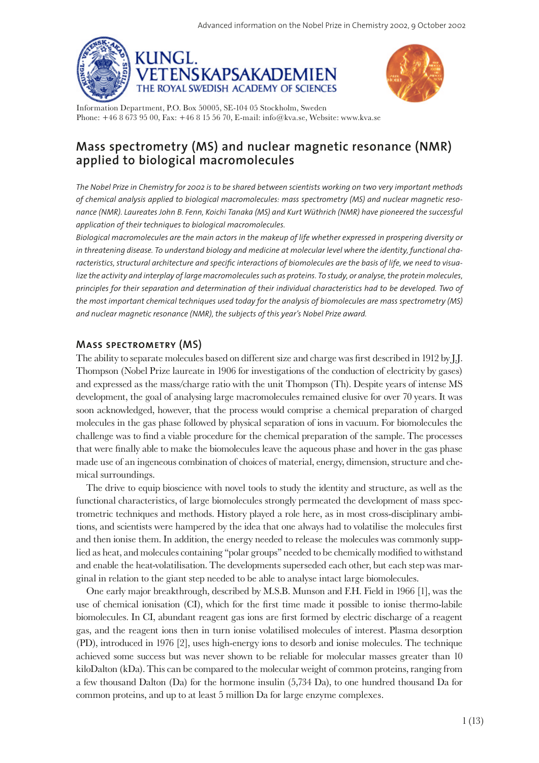Advanced information on the Nobel Prize in Chemistry 2002, 9 October 2002

KUNGL. VETENSKAPSAKADEMIEN
THE ROYAL SWEDISH ACADEMY OF SCIENCES

Information Department, P.O. Box 50005, SE-104 05 Stockholm, Sweden
Phone: +46 8 673 95 00, Fax: +46 8 15 56 70, E-mail: info@kva.se, Website: www.kva.se

# Mass spectrometry (MS) and nuclear magnetic resonance (NMR) applied to biological macromolecules

*The Nobel Prize in Chemistry for 2002 is to be shared between scientists working on two very important methods of chemical analysis applied to biological macromolecules: mass spectrometry (MS) and nuclear magnetic resonance (NMR). Laureates John B. Fenn, Koichi Tanaka (MS) and Kurt Wüthrich (NMR) have pioneered the successful application of their techniques to biological macromolecules.*

*Biological macromolecules are the main actors in the makeup of life whether expressed in prospering diversity or in threatening disease. To understand biology and medicine at molecular level where the identity, functional characteristics, structural architecture and specific interactions of biomolecules are the basis of life, we need to visualize the activity and interplay of large macromolecules such as proteins. To study, or analyse, the protein molecules, principles for their separation and determination of their individual characteristics had to be developed. Two of the most important chemical techniques used today for the analysis of biomolecules are mass spectrometry (MS) and nuclear magnetic resonance (NMR), the subjects of this year's Nobel Prize award.*

## Mass spectrometry (MS)

The ability to separate molecules based on different size and charge was first described in 1912 by J.J. Thompson (Nobel Prize laureate in 1906 for investigations of the conduction of electricity by gases) and expressed as the mass/charge ratio with the unit Thompson (Th). Despite years of intense MS development, the goal of analysing large macromolecules remained elusive for over 70 years. It was soon acknowledged, however, that the process would comprise a chemical preparation of charged molecules in the gas phase followed by physical separation of ions in vacuum. For biomolecules the challenge was to find a viable procedure for the chemical preparation of the sample. The processes that were finally able to make the biomolecules leave the aqueous phase and hover in the gas phase made use of an ingeneous combination of choices of material, energy, dimension, structure and chemical surroundings.

The drive to equip bioscience with novel tools to study the identity and structure, as well as the functional characteristics, of large biomolecules strongly permeated the development of mass spectrometric techniques and methods. History played a role here, as in most cross-disciplinary ambitions, and scientists were hampered by the idea that one always had to volatilise the molecules first and then ionise them. In addition, the energy needed to release the molecules was commonly supplied as heat, and molecules containing "polar groups" needed to be chemically modified to withstand and enable the heat-volatilisation. The developments superseded each other, but each step was marginal in relation to the giant step needed to be able to analyse intact large biomolecules.

One early major breakthrough, described by M.S.B. Munson and F.H. Field in 1966 [1], was the use of chemical ionisation (CI), which for the first time made it possible to ionise thermo-labile biomolecules. In CI, abundant reagent gas ions are first formed by electric discharge of a reagent gas, and the reagent ions then in turn ionise volatilised molecules of interest. Plasma desorption (PD), introduced in 1976 [2], uses high-energy ions to desorb and ionise molecules. The technique achieved some success but was never shown to be reliable for molecular masses greater than 10 kiloDalton (kDa). This can be compared to the molecular weight of common proteins, ranging from a few thousand Dalton (Da) for the hormone insulin (5,734 Da), to one hundred thousand Da for common proteins, and up to at least 5 million Da for large enzyme complexes.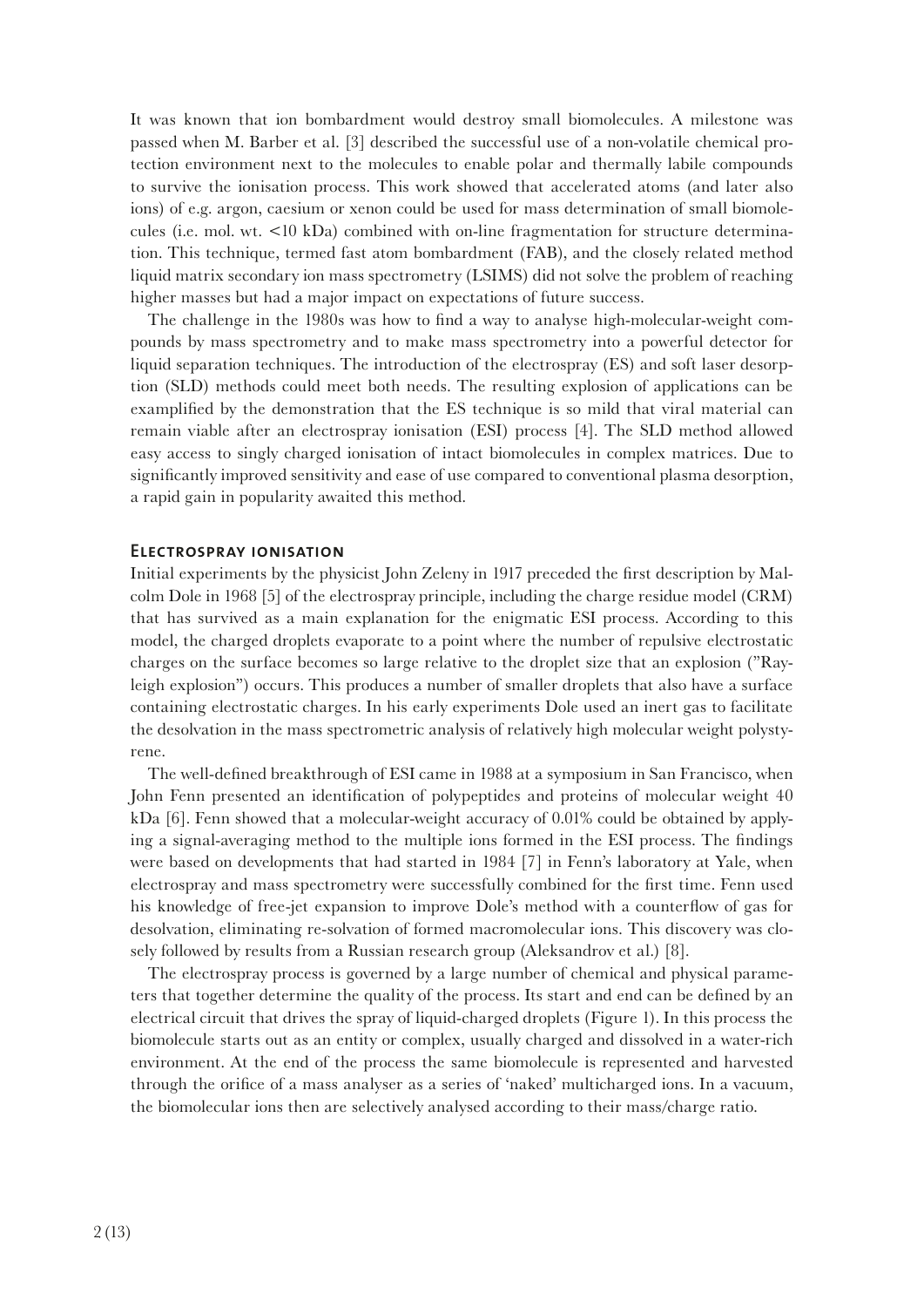It was known that ion bombardment would destroy small biomolecules. A milestone was passed when M. Barber et al. [3] described the successful use of a non-volatile chemical protection environment next to the molecules to enable polar and thermally labile compounds to survive the ionisation process. This work showed that accelerated atoms (and later also ions) of e.g. argon, caesium or xenon could be used for mass determination of small biomolecules (i.e. mol. wt. <10 kDa) combined with on-line fragmentation for structure determination. This technique, termed fast atom bombardment (FAB), and the closely related method liquid matrix secondary ion mass spectrometry (LSIMS) did not solve the problem of reaching higher masses but had a major impact on expectations of future success.

The challenge in the 1980s was how to find a way to analyse high-molecular-weight compounds by mass spectrometry and to make mass spectrometry into a powerful detector for liquid separation techniques. The introduction of the electrospray (ES) and soft laser desorption (SLD) methods could meet both needs. The resulting explosion of applications can be examplified by the demonstration that the ES technique is so mild that viral material can remain viable after an electrospray ionisation (ESI) process [4]. The SLD method allowed easy access to singly charged ionisation of intact biomolecules in complex matrices. Due to significantly improved sensitivity and ease of use compared to conventional plasma desorption, a rapid gain in popularity awaited this method.

## Electrospray ionisation

Initial experiments by the physicist John Zeleny in 1917 preceded the first description by Malcolm Dole in 1968 [5] of the electrospray principle, including the charge residue model (CRM) that has survived as a main explanation for the enigmatic ESI process. According to this model, the charged droplets evaporate to a point where the number of repulsive electrostatic charges on the surface becomes so large relative to the droplet size that an explosion ("Rayleigh explosion") occurs. This produces a number of smaller droplets that also have a surface containing electrostatic charges. In his early experiments Dole used an inert gas to facilitate the desolvation in the mass spectrometric analysis of relatively high molecular weight polystyrene.

The well-defined breakthrough of ESI came in 1988 at a symposium in San Francisco, when John Fenn presented an identification of polypeptides and proteins of molecular weight 40 kDa [6]. Fenn showed that a molecular-weight accuracy of 0.01% could be obtained by applying a signal-averaging method to the multiple ions formed in the ESI process. The findings were based on developments that had started in 1984 [7] in Fenn's laboratory at Yale, when electrospray and mass spectrometry were successfully combined for the first time. Fenn used his knowledge of free-jet expansion to improve Dole's method with a counterflow of gas for desolvation, eliminating re-solvation of formed macromolecular ions. This discovery was closely followed by results from a Russian research group (Aleksandrov et al.) [8].

The electrospray process is governed by a large number of chemical and physical parameters that together determine the quality of the process. Its start and end can be defined by an electrical circuit that drives the spray of liquid-charged droplets (Figure 1). In this process the biomolecule starts out as an entity or complex, usually charged and dissolved in a water-rich environment. At the end of the process the same biomolecule is represented and harvested through the orifice of a mass analyser as a series of 'naked' multicharged ions. In a vacuum, the biomolecular ions then are selectively analysed according to their mass/charge ratio.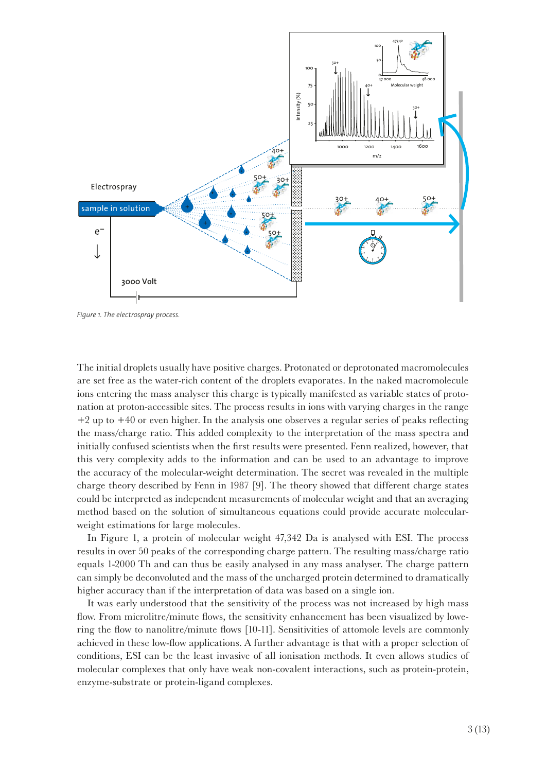*Figure 1. The electrospray process.*

The initial droplets usually have positive charges. Protonated or deprotonated macromolecules are set free as the water-rich content of the droplets evaporates. In the naked macromolecule ions entering the mass analyser this charge is typically manifested as variable states of protonation at proton-accessible sites. The process results in ions with varying charges in the range +2 up to +40 or even higher. In the analysis one observes a regular series of peaks reflecting the mass/charge ratio. This added complexity to the interpretation of the mass spectra and initially confused scientists when the first results were presented. Fenn realized, however, that this very complexity adds to the information and can be used to an advantage to improve the accuracy of the molecular-weight determination. The secret was revealed in the multiple charge theory described by Fenn in 1987 [9]. The theory showed that different charge states could be interpreted as independent measurements of molecular weight and that an averaging method based on the solution of simultaneous equations could provide accurate molecular-weight estimations for large molecules.

In Figure 1, a protein of molecular weight 47,342 Da is analysed with ESI. The process results in over 50 peaks of the corresponding charge pattern. The resulting mass/charge ratio equals 1-2000 Th and can thus be easily analysed in any mass analyser. The charge pattern can simply be deconvoluted and the mass of the uncharged protein determined to dramatically higher accuracy than if the interpretation of data was based on a single ion.

It was early understood that the sensitivity of the process was not increased by high mass flow. From microlitre/minute flows, the sensitivity enhancement has been visualized by lowering the flow to nanolitre/minute flows [10-11]. Sensitivities of attomole levels are commonly achieved in these low-flow applications. A further advantage is that with a proper selection of conditions, ESI can be the least invasive of all ionisation methods. It even allows studies of molecular complexes that only have weak non-covalent interactions, such as protein-protein, enzyme-substrate or protein-ligand complexes.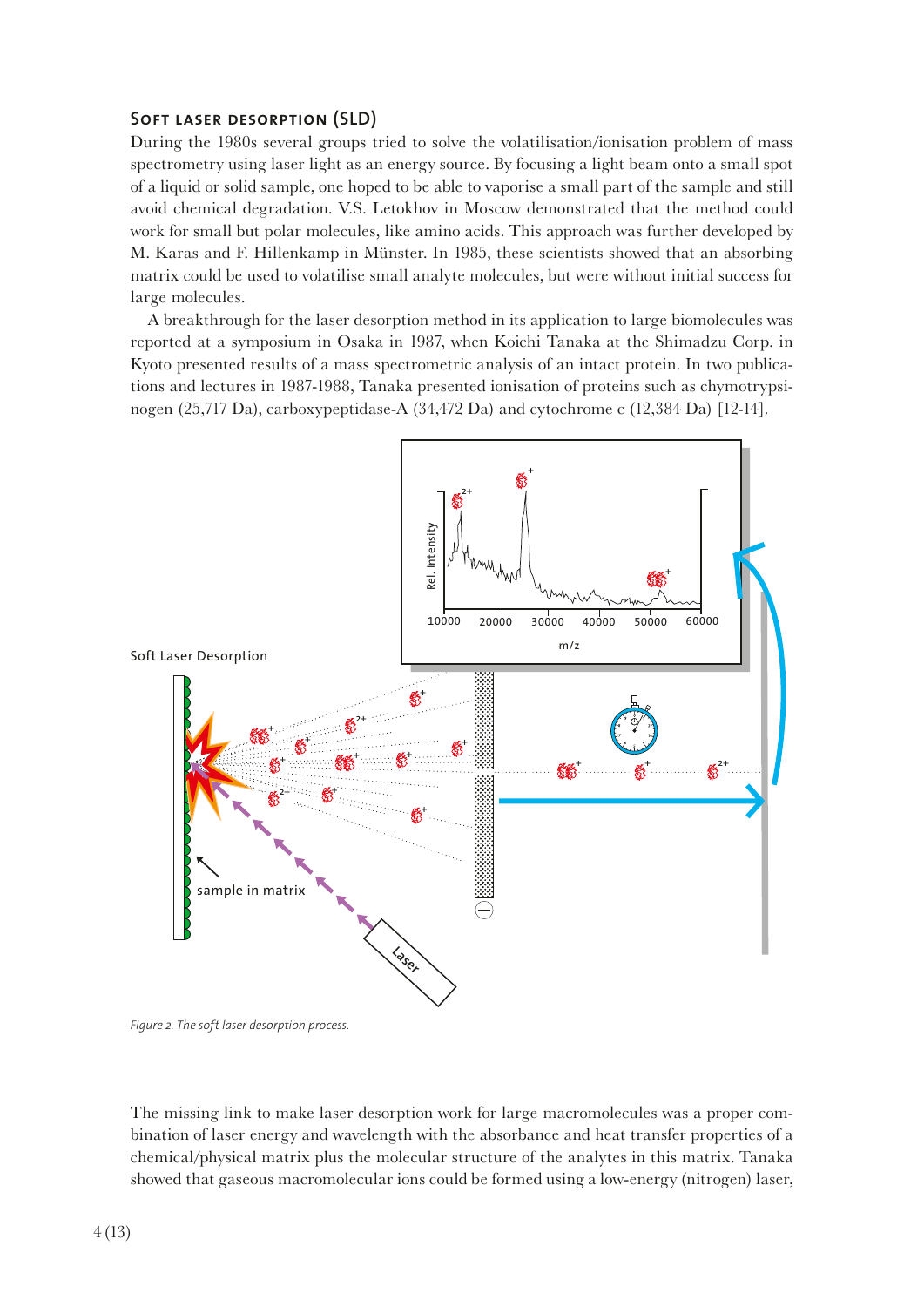### Soft laser desorption (SLD)

During the 1980s several groups tried to solve the volatilisation/ionisation problem of mass spectrometry using laser light as an energy source. By focusing a light beam onto a small spot of a liquid or solid sample, one hoped to be able to vaporise a small part of the sample and still avoid chemical degradation. V.S. Letokhov in Moscow demonstrated that the method could work for small but polar molecules, like amino acids. This approach was further developed by M. Karas and F. Hillenkamp in Münster. In 1985, these scientists showed that an absorbing matrix could be used to volatilise small analyte molecules, but were without initial success for large molecules.

A breakthrough for the laser desorption method in its application to large biomolecules was reported at a symposium in Osaka in 1987, when Koichi Tanaka at the Shimadzu Corp. in Kyoto presented results of a mass spectrometric analysis of an intact protein. In two publications and lectures in 1987-1988, Tanaka presented ionisation of proteins such as chymotrypsinogen (25,717 Da), carboxypeptidase-A (34,472 Da) and cytochrome c (12,384 Da) [12-14].

*Figure 2. The soft laser desorption process.*

The missing link to make laser desorption work for large macromolecules was a proper combination of laser energy and wavelength with the absorbance and heat transfer properties of a chemical/physical matrix plus the molecular structure of the analytes in this matrix. Tanaka showed that gaseous macromolecular ions could be formed using a low-energy (nitrogen) laser,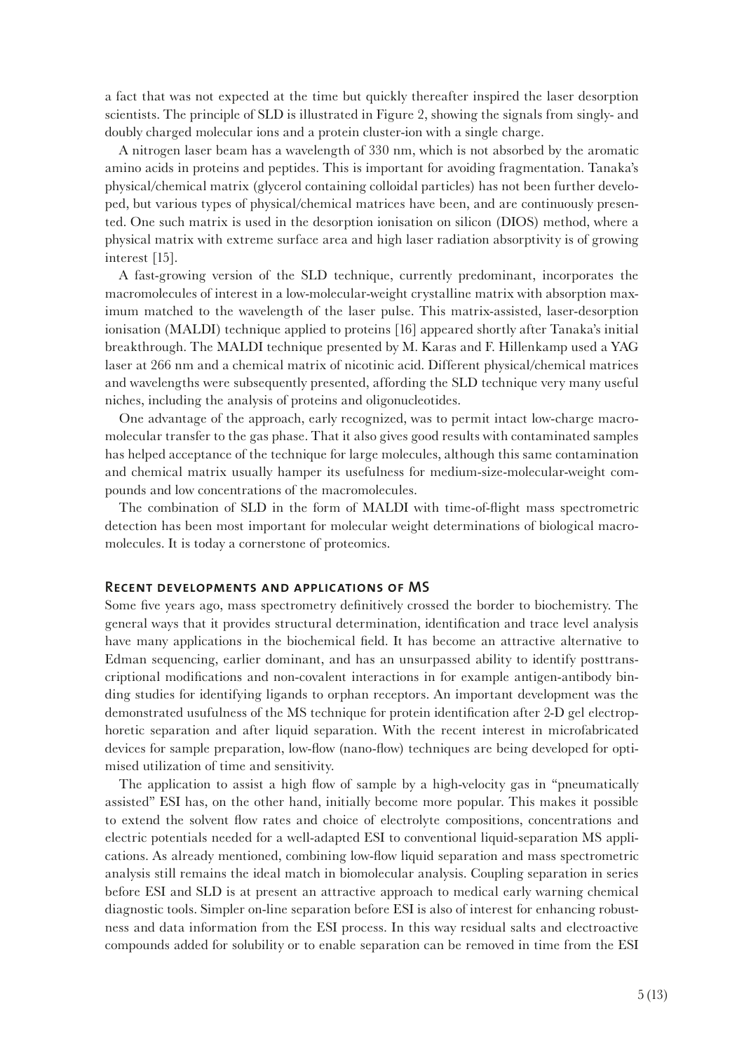a fact that was not expected at the time but quickly thereafter inspired the laser desorption scientists. The principle of SLD is illustrated in Figure 2, showing the signals from singly- and doubly charged molecular ions and a protein cluster-ion with a single charge.

A nitrogen laser beam has a wavelength of 330 nm, which is not absorbed by the aromatic amino acids in proteins and peptides. This is important for avoiding fragmentation. Tanaka's physical/chemical matrix (glycerol containing colloidal particles) has not been further developed, but various types of physical/chemical matrices have been, and are continuously presented. One such matrix is used in the desorption ionisation on silicon (DIOS) method, where a physical matrix with extreme surface area and high laser radiation absorptivity is of growing interest [15].

A fast-growing version of the SLD technique, currently predominant, incorporates the macromolecules of interest in a low-molecular-weight crystalline matrix with absorption maximum matched to the wavelength of the laser pulse. This matrix-assisted, laser-desorption ionisation (MALDI) technique applied to proteins [16] appeared shortly after Tanaka's initial breakthrough. The MALDI technique presented by M. Karas and F. Hillenkamp used a YAG laser at 266 nm and a chemical matrix of nicotinic acid. Different physical/chemical matrices and wavelengths were subsequently presented, affording the SLD technique very many useful niches, including the analysis of proteins and oligonucleotides.

One advantage of the approach, early recognized, was to permit intact low-charge macromolecular transfer to the gas phase. That it also gives good results with contaminated samples has helped acceptance of the technique for large molecules, although this same contamination and chemical matrix usually hamper its usefulness for medium-size-molecular-weight compounds and low concentrations of the macromolecules.

The combination of SLD in the form of MALDI with time-of-flight mass spectrometric detection has been most important for molecular weight determinations of biological macromolecules. It is today a cornerstone of proteomics.

## Recent developments and applications of MS

Some five years ago, mass spectrometry definitively crossed the border to biochemistry. The general ways that it provides structural determination, identification and trace level analysis have many applications in the biochemical field. It has become an attractive alternative to Edman sequencing, earlier dominant, and has an unsurpassed ability to identify posttranscriptional modifications and non-covalent interactions in for example antigen-antibody binding studies for identifying ligands to orphan receptors. An important development was the demonstrated usufulness of the MS technique for protein identification after 2-D gel electrophoretic separation and after liquid separation. With the recent interest in microfabricated devices for sample preparation, low-flow (nano-flow) techniques are being developed for optimised utilization of time and sensitivity.

The application to assist a high flow of sample by a high-velocity gas in "pneumatically assisted" ESI has, on the other hand, initially become more popular. This makes it possible to extend the solvent flow rates and choice of electrolyte compositions, concentrations and electric potentials needed for a well-adapted ESI to conventional liquid-separation MS applications. As already mentioned, combining low-flow liquid separation and mass spectrometric analysis still remains the ideal match in biomolecular analysis. Coupling separation in series before ESI and SLD is at present an attractive approach to medical early warning chemical diagnostic tools. Simpler on-line separation before ESI is also of interest for enhancing robustness and data information from the ESI process. In this way residual salts and electroactive compounds added for solubility or to enable separation can be removed in time from the ESI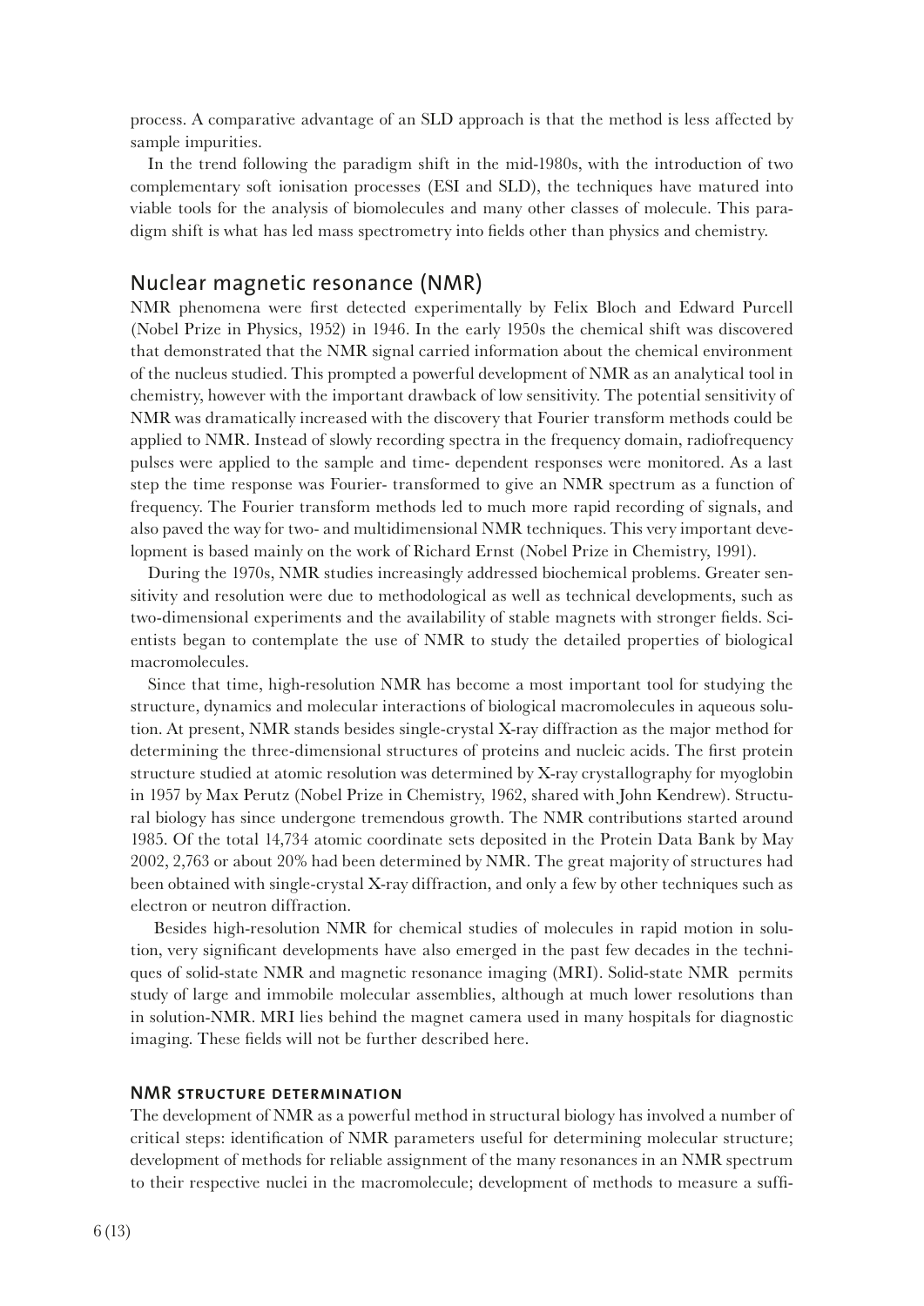process. A comparative advantage of an SLD approach is that the method is less affected by sample impurities.

In the trend following the paradigm shift in the mid-1980s, with the introduction of two complementary soft ionisation processes (ESI and SLD), the techniques have matured into viable tools for the analysis of biomolecules and many other classes of molecule. This paradigm shift is what has led mass spectrometry into fields other than physics and chemistry.

## Nuclear magnetic resonance (NMR)

NMR phenomena were first detected experimentally by Felix Bloch and Edward Purcell (Nobel Prize in Physics, 1952) in 1946. In the early 1950s the chemical shift was discovered that demonstrated that the NMR signal carried information about the chemical environment of the nucleus studied. This prompted a powerful development of NMR as an analytical tool in chemistry, however with the important drawback of low sensitivity. The potential sensitivity of NMR was dramatically increased with the discovery that Fourier transform methods could be applied to NMR. Instead of slowly recording spectra in the frequency domain, radiofrequency pulses were applied to the sample and time- dependent responses were monitored. As a last step the time response was Fourier- transformed to give an NMR spectrum as a function of frequency. The Fourier transform methods led to much more rapid recording of signals, and also paved the way for two- and multidimensional NMR techniques. This very important development is based mainly on the work of Richard Ernst (Nobel Prize in Chemistry, 1991).

During the 1970s, NMR studies increasingly addressed biochemical problems. Greater sensitivity and resolution were due to methodological as well as technical developments, such as two-dimensional experiments and the availability of stable magnets with stronger fields. Scientists began to contemplate the use of NMR to study the detailed properties of biological macromolecules.

Since that time, high-resolution NMR has become a most important tool for studying the structure, dynamics and molecular interactions of biological macromolecules in aqueous solution. At present, NMR stands besides single-crystal X-ray diffraction as the major method for determining the three-dimensional structures of proteins and nucleic acids. The first protein structure studied at atomic resolution was determined by X-ray crystallography for myoglobin in 1957 by Max Perutz (Nobel Prize in Chemistry, 1962, shared with John Kendrew). Structural biology has since undergone tremendous growth. The NMR contributions started around 1985. Of the total 14,734 atomic coordinate sets deposited in the Protein Data Bank by May 2002, 2,763 or about 20% had been determined by NMR. The great majority of structures had been obtained with single-crystal X-ray diffraction, and only a few by other techniques such as electron or neutron diffraction.

Besides high-resolution NMR for chemical studies of molecules in rapid motion in solution, very significant developments have also emerged in the past few decades in the techniques of solid-state NMR and magnetic resonance imaging (MRI). Solid-state NMR permits study of large and immobile molecular assemblies, although at much lower resolutions than in solution-NMR. MRI lies behind the magnet camera used in many hospitals for diagnostic imaging. These fields will not be further described here.

### NMR structure determination

The development of NMR as a powerful method in structural biology has involved a number of critical steps: identification of NMR parameters useful for determining molecular structure; development of methods for reliable assignment of the many resonances in an NMR spectrum to their respective nuclei in the macromolecule; development of methods to measure a suffi-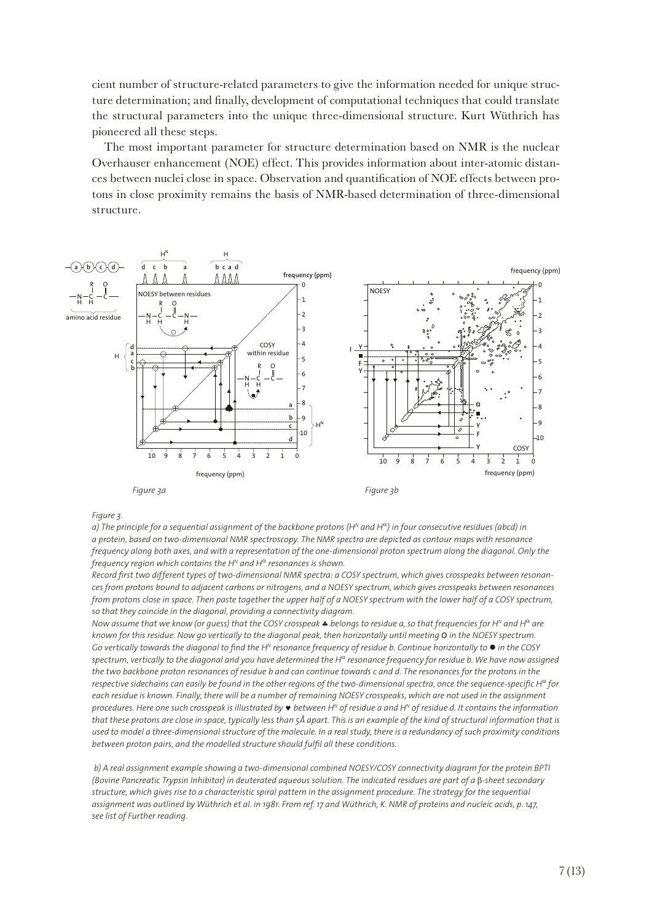cient number of structure-related parameters to give the information needed for unique structure determination; and finally, development of computational techniques that could translate the structural parameters into the unique three-dimensional structure. Kurt Wüthrich has pioneered all these steps.

The most important parameter for structure determination based on NMR is the nuclear Overhauser enhancement (NOE) effect. This provides information about inter-atomic distances between nuclei close in space. Observation and quantification of NOE effects between protons in close proximity remains the basis of NMR-based determination of three-dimensional structure.

*Figure 3a* *Figure 3b*

*Figure 3.*

*a) The principle for a sequential assignment of the backbone protons ($H^N$ and $H^\alpha$) in four consecutive residues (abcd) in a protein, based on two-dimensional NMR spectroscopy. The NMR spectra are depicted as contour maps with resonance frequency along both axes, and with a representation of the one-dimensional proton spectrum along the diagonal. Only the frequency region which contains the $H^N$ and $H^\alpha$ resonances is shown.*

*Record first two different types of two-dimensional NMR spectra: a COSY spectrum, which gives crosspeaks between resonances from protons bound to adjacent carbons or nitrogens, and a NOESY spectrum, which gives crosspeaks between resonances from protons close in space. Then paste together the upper half of a NOESY spectrum with the lower half of a COSY spectrum, so that they coincide in the diagonal, providing a connectivity diagram.*

*Now assume that we know (or guess) that the COSY crosspeak ♣ belongs to residue a, so that frequencies for $H^N$ and $H^\alpha$ are known for this residue. Now go vertically to the diagonal peak, then horizontally until meeting* O *in the NOESY spectrum. Go vertically towards the diagonal to find the $H^N$ resonance frequency of residue b. Continue horizontally to ● in the COSY spectrum, vertically to the diagonal and you have determined the $H^\alpha$ resonance frequency for residue b. We have now assigned the two backbone proton resonances of residue b and can continue towards c and d. The resonances for the protons in the respective sidechains can easily be found in the other regions of the two-dimensional spectra, once the sequence-specific $H^\alpha$ for each residue is known. Finally, there will be a number of remaining NOESY crosspeaks, which are not used in the assignment procedures. Here one such crosspeak is illustrated by ♥ between $H^N$ of residue a and $H^N$ of residue d. It contains the information that these protons are close in space, typically less than 5Å apart. This is an example of the kind of structural information that is used to model a three-dimensional structure of the molecule. In a real study, there is a redundancy of such proximity conditions between proton pairs, and the modelled structure should fulfil all these conditions.*

*b) A real assignment example showing a two-dimensional combined NOESY/COSY connectivity diagram for the protein BPTI (Bovine Pancreatic Trypsin Inhibitor) in deuterated aqueous solution. The indicated residues are part of a β-sheet secondary structure, which gives rise to a characteristic spiral pattern in the assignment procedure. The strategy for the sequential assignment was outlined by Wüthrich et al. in 1981. From ref. 17 and Wüthrich, K. NMR of proteins and nucleic acids, p. 147, see list of Further reading.*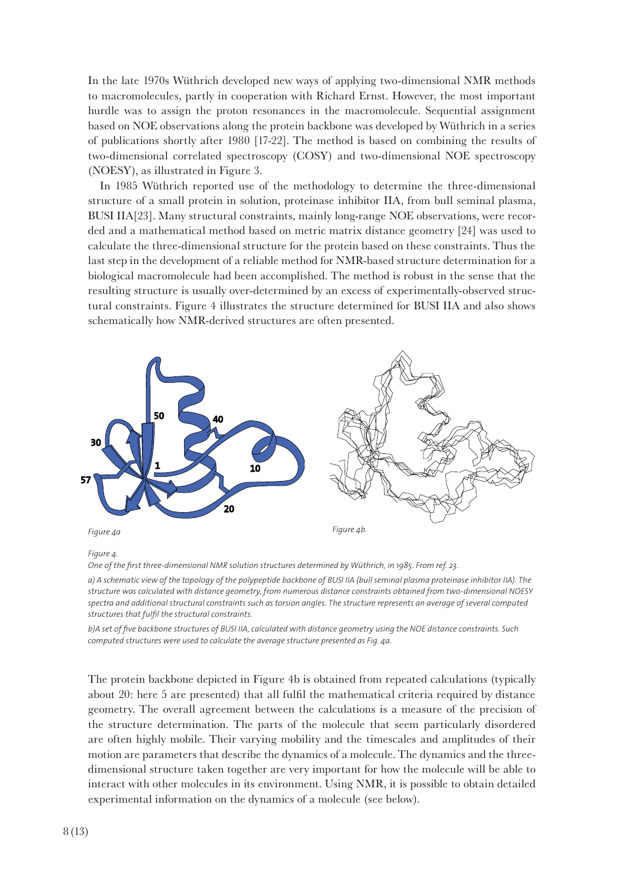In the late 1970s Wüthrich developed new ways of applying two-dimensional NMR methods to macromolecules, partly in cooperation with Richard Ernst. However, the most important hurdle was to assign the proton resonances in the macromolecule. Sequential assignment based on NOE observations along the protein backbone was developed by Wüthrich in a series of publications shortly after 1980 [17-22]. The method is based on combining the results of two-dimensional correlated spectroscopy (COSY) and two-dimensional NOE spectroscopy (NOESY), as illustrated in Figure 3.

In 1985 Wüthrich reported use of the methodology to determine the three-dimensional structure of a small protein in solution, proteinase inhibitor IIA, from bull seminal plasma, BUSI IIA[23]. Many structural constraints, mainly long-range NOE observations, were recorded and a mathematical method based on metric matrix distance geometry [24] was used to calculate the three-dimensional structure for the protein based on these constraints. Thus the last step in the development of a reliable method for NMR-based structure determination for a biological macromolecule had been accomplished. The method is robust in the sense that the resulting structure is usually over-determined by an excess of experimentally-observed structural constraints. Figure 4 illustrates the structure determined for BUSI IIA and also shows schematically how NMR-derived structures are often presented.

*Figure 4a*

*Figure 4b.*

*Figure 4.*

*One of the first three-dimensional NMR solution structures determined by Wüthrich, in 1985. From ref. 23.*

*a) A schematic view of the topology of the polypeptide backbone of BUSI IIA (bull seminal plasma proteinase inhibitor IIA). The structure was calculated with distance geometry, from numerous distance constraints obtained from two-dimensional NOESY spectra and additional structural constraints such as torsion angles. The structure represents an average of several computed structures that fulfil the structural constraints.*

*b)A set of five backbone structures of BUSI IIA, calculated with distance geometry using the NOE distance constraints. Such computed structures were used to calculate the average structure presented as Fig. 4a.*

The protein backbone depicted in Figure 4b is obtained from repeated calculations (typically about 20: here 5 are presented) that all fulfil the mathematical criteria required by distance geometry. The overall agreement between the calculations is a measure of the precision of the structure determination. The parts of the molecule that seem particularly disordered are often highly mobile. Their varying mobility and the timescales and amplitudes of their motion are parameters that describe the dynamics of a molecule. The dynamics and the three-dimensional structure taken together are very important for how the molecule will be able to interact with other molecules in its environment. Using NMR, it is possible to obtain detailed experimental information on the dynamics of a molecule (see below).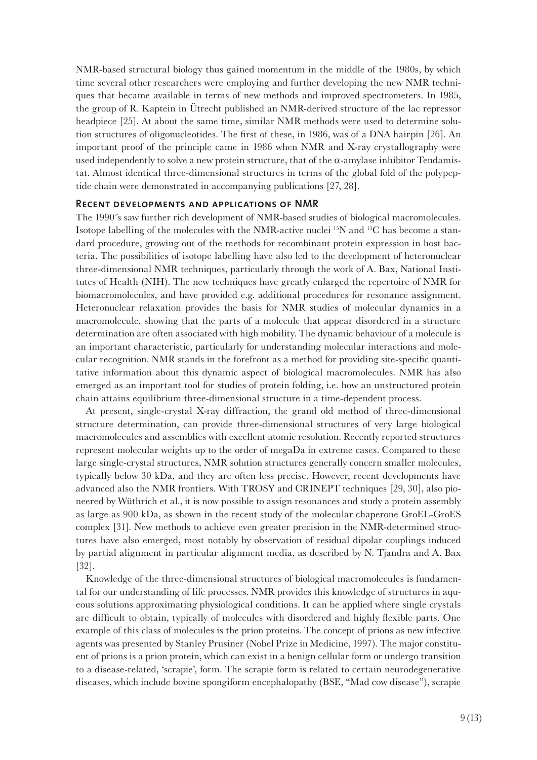NMR-based structural biology thus gained momentum in the middle of the 1980s, by which time several other researchers were employing and further developing the new NMR techniques that became available in terms of new methods and improved spectrometers. In 1985, the group of R. Kaptein in Ütrecht published an NMR-derived structure of the lac repressor headpiece [25]. At about the same time, similar NMR methods were used to determine solution structures of oligonucleotides. The first of these, in 1986, was of a DNA hairpin [26]. An important proof of the principle came in 1986 when NMR and X-ray crystallography were used independently to solve a new protein structure, that of the α-amylase inhibitor Tendamistat. Almost identical three-dimensional structures in terms of the global fold of the polypeptide chain were demonstrated in accompanying publications [27, 28].

## Recent developments and applications of NMR

The 1990´s saw further rich development of NMR-based studies of biological macromolecules. Isotope labelling of the molecules with the NMR-active nuclei $^{15}N$ and $^{13}C$ has become a standard procedure, growing out of the methods for recombinant protein expression in host bacteria. The possibilities of isotope labelling have also led to the development of heteronuclear three-dimensional NMR techniques, particularly through the work of A. Bax, National Institutes of Health (NIH). The new techniques have greatly enlarged the repertoire of NMR for biomacromolecules, and have provided e.g. additional procedures for resonance assignment. Heteronuclear relaxation provides the basis for NMR studies of molecular dynamics in a macromolecule, showing that the parts of a molecule that appear disordered in a structure determination are often associated with high mobility. The dynamic behaviour of a molecule is an important characteristic, particularly for understanding molecular interactions and molecular recognition. NMR stands in the forefront as a method for providing site-specific quantitative information about this dynamic aspect of biological macromolecules. NMR has also emerged as an important tool for studies of protein folding, i.e. how an unstructured protein chain attains equilibrium three-dimensional structure in a time-dependent process.

At present, single-crystal X-ray diffraction, the grand old method of three-dimensional structure determination, can provide three-dimensional structures of very large biological macromolecules and assemblies with excellent atomic resolution. Recently reported structures represent molecular weights up to the order of megaDa in extreme cases. Compared to these large single-crystal structures, NMR solution structures generally concern smaller molecules, typically below 30 kDa, and they are often less precise. However, recent developments have advanced also the NMR frontiers. With TROSY and CRINEPT techniques [29, 30], also pioneered by Wüthrich et al., it is now possible to assign resonances and study a protein assembly as large as 900 kDa, as shown in the recent study of the molecular chaperone GroEL-GroES complex [31]. New methods to achieve even greater precision in the NMR-determined structures have also emerged, most notably by observation of residual dipolar couplings induced by partial alignment in particular alignment media, as described by N. Tjandra and A. Bax [32].

Knowledge of the three-dimensional structures of biological macromolecules is fundamental for our understanding of life processes. NMR provides this knowledge of structures in aqueous solutions approximating physiological conditions. It can be applied where single crystals are difficult to obtain, typically of molecules with disordered and highly flexible parts. One example of this class of molecules is the prion proteins. The concept of prions as new infective agents was presented by Stanley Prusiner (Nobel Prize in Medicine, 1997). The major constituent of prions is a prion protein, which can exist in a benign cellular form or undergo transition to a disease-related, 'scrapie', form. The scrapie form is related to certain neurodegenerative diseases, which include bovine spongiform encephalopathy (BSE, "Mad cow disease"), scrapie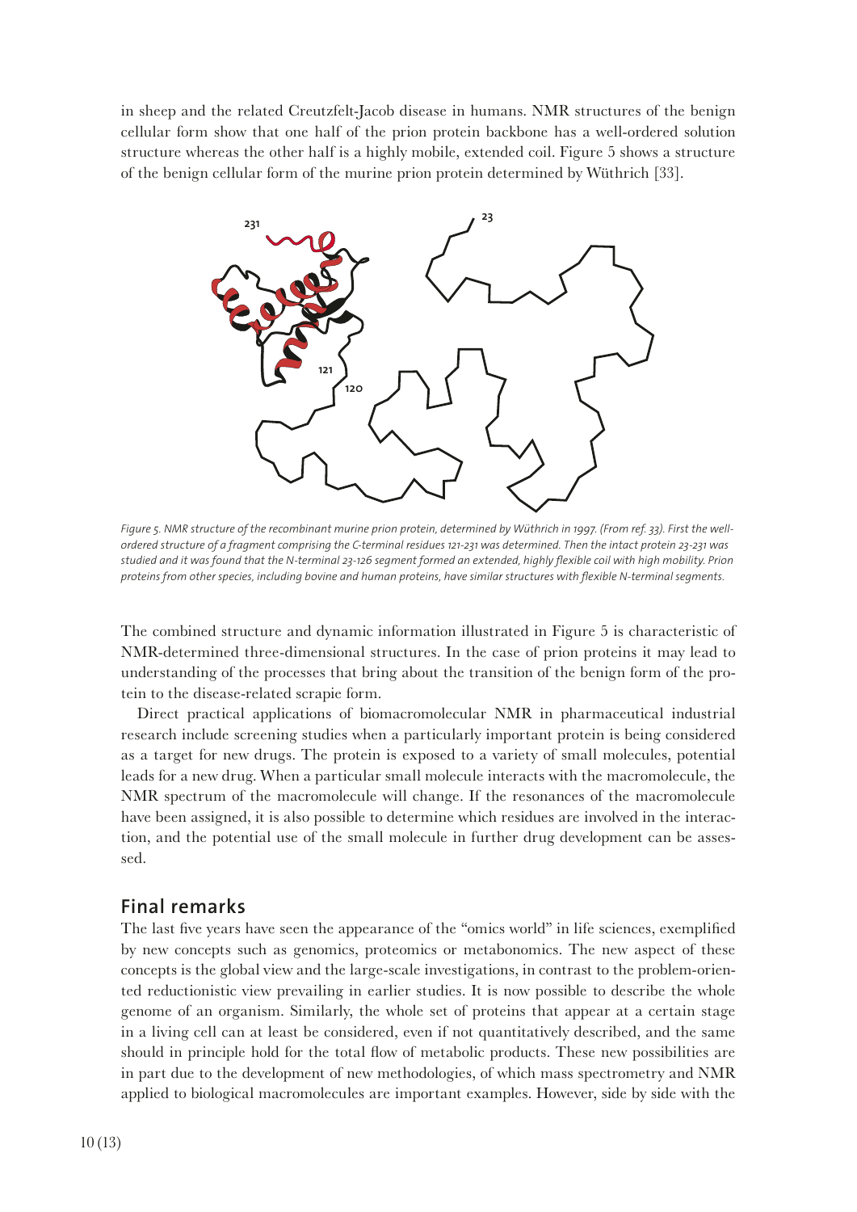in sheep and the related Creutzfelt-Jacob disease in humans. NMR structures of the benign cellular form show that one half of the prion protein backbone has a well-ordered solution structure whereas the other half is a highly mobile, extended coil. Figure 5 shows a structure of the benign cellular form of the murine prion protein determined by Wüthrich [33].

*Figure 5. NMR structure of the recombinant murine prion protein, determined by Wüthrich in 1997. (From ref. 33). First the well-ordered structure of a fragment comprising the C-terminal residues 121-231 was determined. Then the intact protein 23-231 was studied and it was found that the N-terminal 23-126 segment formed an extended, highly flexible coil with high mobility. Prion proteins from other species, including bovine and human proteins, have similar structures with flexible N-terminal segments.*

The combined structure and dynamic information illustrated in Figure 5 is characteristic of NMR-determined three-dimensional structures. In the case of prion proteins it may lead to understanding of the processes that bring about the transition of the benign form of the protein to the disease-related scrapie form.

Direct practical applications of biomacromolecular NMR in pharmaceutical industrial research include screening studies when a particularly important protein is being considered as a target for new drugs. The protein is exposed to a variety of small molecules, potential leads for a new drug. When a particular small molecule interacts with the macromolecule, the NMR spectrum of the macromolecule will change. If the resonances of the macromolecule have been assigned, it is also possible to determine which residues are involved in the interaction, and the potential use of the small molecule in further drug development can be assessed.

## Final remarks

The last five years have seen the appearance of the "omics world" in life sciences, exemplified by new concepts such as genomics, proteomics or metabonomics. The new aspect of these concepts is the global view and the large-scale investigations, in contrast to the problem-oriented reductionistic view prevailing in earlier studies. It is now possible to describe the whole genome of an organism. Similarly, the whole set of proteins that appear at a certain stage in a living cell can at least be considered, even if not quantitatively described, and the same should in principle hold for the total flow of metabolic products. These new possibilities are in part due to the development of new methodologies, of which mass spectrometry and NMR applied to biological macromolecules are important examples. However, side by side with the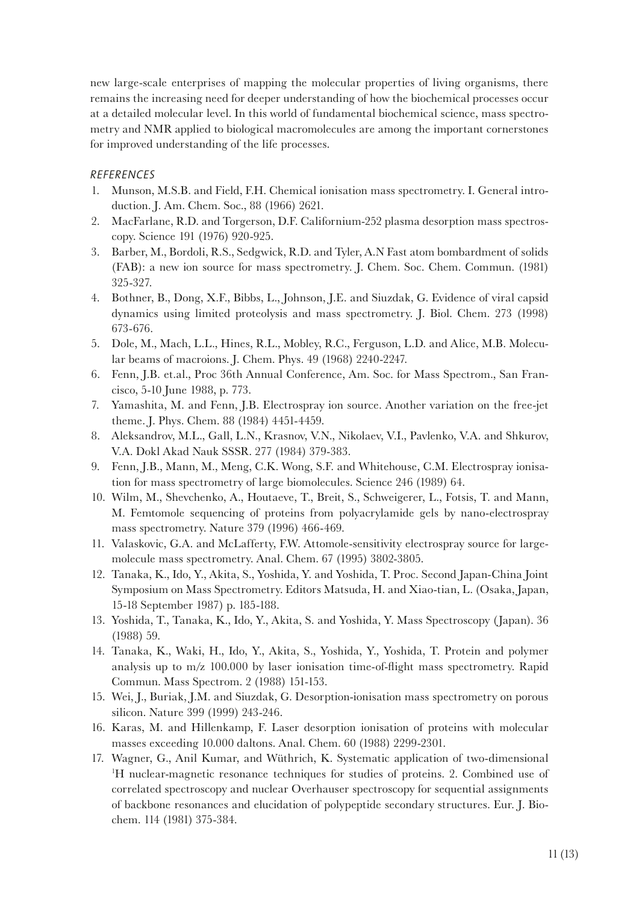new large-scale enterprises of mapping the molecular properties of living organisms, there remains the increasing need for deeper understanding of how the biochemical processes occur at a detailed molecular level. In this world of fundamental biochemical science, mass spectrometry and NMR applied to biological macromolecules are among the important cornerstones for improved understanding of the life processes.

## *REFERENCES*

1. Munson, M.S.B. and Field, F.H. Chemical ionisation mass spectrometry. I. General introduction. J. Am. Chem. Soc., 88 (1966) 2621.
2. MacFarlane, R.D. and Torgerson, D.F. Californium-252 plasma desorption mass spectroscopy. Science 191 (1976) 920-925.
3. Barber, M., Bordoli, R.S., Sedgwick, R.D. and Tyler, A.N Fast atom bombardment of solids (FAB): a new ion source for mass spectrometry. J. Chem. Soc. Chem. Commun. (1981) 325-327.
4. Bothner, B., Dong, X.F., Bibbs, L., Johnson, J.E. and Siuzdak, G. Evidence of viral capsid dynamics using limited proteolysis and mass spectrometry. J. Biol. Chem. 273 (1998) 673-676.
5. Dole, M., Mach, L.L., Hines, R.L., Mobley, R.C., Ferguson, L.D. and Alice, M.B. Molecular beams of macroions. J. Chem. Phys. 49 (1968) 2240-2247.
6. Fenn, J.B. et.al., Proc 36th Annual Conference, Am. Soc. for Mass Spectrom., San Francisco, 5-10 June 1988, p. 773.
7. Yamashita, M. and Fenn, J.B. Electrospray ion source. Another variation on the free-jet theme. J. Phys. Chem. 88 (1984) 4451-4459.
8. Aleksandrov, M.L., Gall, L.N., Krasnov, V.N., Nikolaev, V.I., Pavlenko, V.A. and Shkurov, V.A. Dokl Akad Nauk SSSR. 277 (1984) 379-383.
9. Fenn, J.B., Mann, M., Meng, C.K. Wong, S.F. and Whitehouse, C.M. Electrospray ionisation for mass spectrometry of large biomolecules. Science 246 (1989) 64.
10. Wilm, M., Shevchenko, A., Houtaeve, T., Breit, S., Schweigerer, L., Fotsis, T. and Mann, M. Femtomole sequencing of proteins from polyacrylamide gels by nano-electrospray mass spectrometry. Nature 379 (1996) 466-469.
11. Valaskovic, G.A. and McLafferty, F.W. Attomole-sensitivity electrospray source for large-molecule mass spectrometry. Anal. Chem. 67 (1995) 3802-3805.
12. Tanaka, K., Ido, Y., Akita, S., Yoshida, Y. and Yoshida, T. Proc. Second Japan-China Joint Symposium on Mass Spectrometry. Editors Matsuda, H. and Xiao-tian, L. (Osaka, Japan, 15-18 September 1987) p. 185-188.
13. Yoshida, T., Tanaka, K., Ido, Y., Akita, S. and Yoshida, Y. Mass Spectroscopy (Japan). 36 (1988) 59.
14. Tanaka, K., Waki, H., Ido, Y., Akita, S., Yoshida, Y., Yoshida, T. Protein and polymer analysis up to m/z 100.000 by laser ionisation time-of-flight mass spectrometry. Rapid Commun. Mass Spectrom. 2 (1988) 151-153.
15. Wei, J., Buriak, J.M. and Siuzdak, G. Desorption-ionisation mass spectrometry on porous silicon. Nature 399 (1999) 243-246.
16. Karas, M. and Hillenkamp, F. Laser desorption ionisation of proteins with molecular masses exceeding 10.000 daltons. Anal. Chem. 60 (1988) 2299-2301.
17. Wagner, G., Anil Kumar, and Wüthrich, K. Systematic application of two-dimensional $^{1}$H nuclear-magnetic resonance techniques for studies of proteins. 2. Combined use of correlated spectroscopy and nuclear Overhauser spectroscopy for sequential assignments of backbone resonances and elucidation of polypeptide secondary structures. Eur. J. Biochem. 114 (1981) 375-384.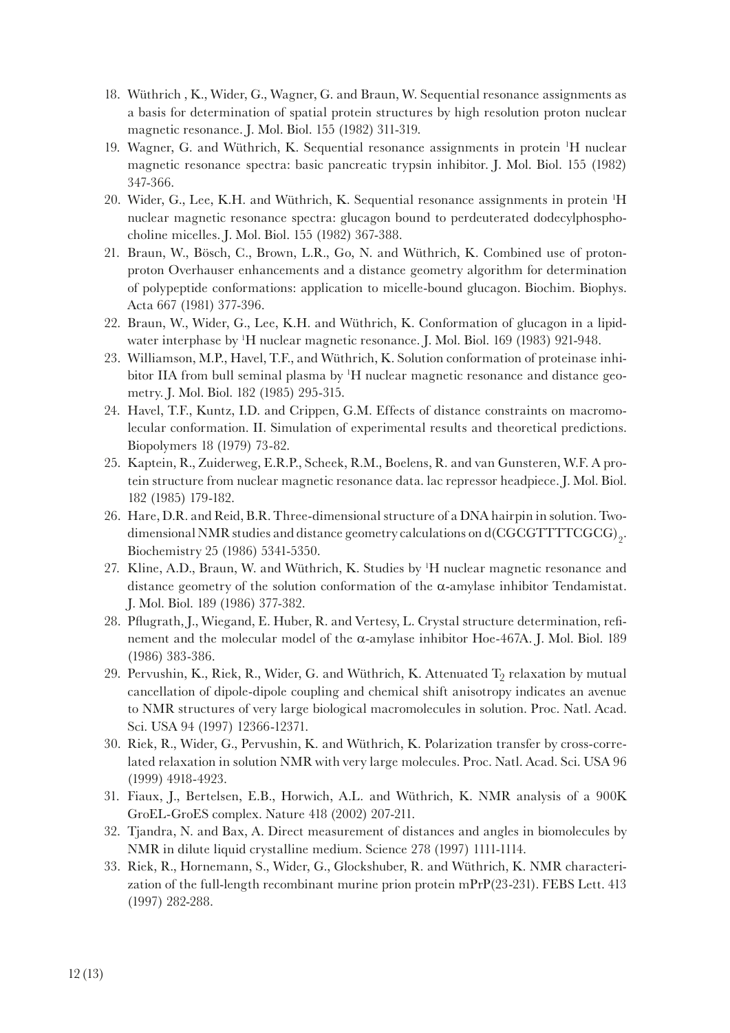18. Wüthrich , K., Wider, G., Wagner, G. and Braun, W. Sequential resonance assignments as a basis for determination of spatial protein structures by high resolution proton nuclear magnetic resonance. J. Mol. Biol. 155 (1982) 311-319.
19. Wagner, G. and Wüthrich, K. Sequential resonance assignments in protein $^1$H nuclear magnetic resonance spectra: basic pancreatic trypsin inhibitor. J. Mol. Biol. 155 (1982) 347-366.
20. Wider, G., Lee, K.H. and Wüthrich, K. Sequential resonance assignments in protein $^1$H nuclear magnetic resonance spectra: glucagon bound to perdeuterated dodecylphosphocholine micelles. J. Mol. Biol. 155 (1982) 367-388.
21. Braun, W., Bösch, C., Brown, L.R., Go, N. and Wüthrich, K. Combined use of proton-proton Overhauser enhancements and a distance geometry algorithm for determination of polypeptide conformations: application to micelle-bound glucagon. Biochim. Biophys. Acta 667 (1981) 377-396.
22. Braun, W., Wider, G., Lee, K.H. and Wüthrich, K. Conformation of glucagon in a lipid-water interphase by $^1$H nuclear magnetic resonance. J. Mol. Biol. 169 (1983) 921-948.
23. Williamson, M.P., Havel, T.F., and Wüthrich, K. Solution conformation of proteinase inhibitor IIA from bull seminal plasma by $^1$H nuclear magnetic resonance and distance geometry. J. Mol. Biol. 182 (1985) 295-315.
24. Havel, T.F., Kuntz, I.D. and Crippen, G.M. Effects of distance constraints on macromolecular conformation. II. Simulation of experimental results and theoretical predictions. Biopolymers 18 (1979) 73-82.
25. Kaptein, R., Zuiderweg, E.R.P., Scheek, R.M., Boelens, R. and van Gunsteren, W.F. A protein structure from nuclear magnetic resonance data. lac repressor headpiece. J. Mol. Biol. 182 (1985) 179-182.
26. Hare, D.R. and Reid, B.R. Three-dimensional structure of a DNA hairpin in solution. Two-dimensional NMR studies and distance geometry calculations on d(CGCGTTTTCGCG)$_2$. Biochemistry 25 (1986) 5341-5350.
27. Kline, A.D., Braun, W. and Wüthrich, K. Studies by $^1$H nuclear magnetic resonance and distance geometry of the solution conformation of the $\alpha$-amylase inhibitor Tendamistat. J. Mol. Biol. 189 (1986) 377-382.
28. Pflugrath, J., Wiegand, E. Huber, R. and Vertesy, L. Crystal structure determination, refinement and the molecular model of the $\alpha$-amylase inhibitor Hoe-467A. J. Mol. Biol. 189 (1986) 383-386.
29. Pervushin, K., Riek, R., Wider, G. and Wüthrich, K. Attenuated $T_2$ relaxation by mutual cancellation of dipole-dipole coupling and chemical shift anisotropy indicates an avenue to NMR structures of very large biological macromolecules in solution. Proc. Natl. Acad. Sci. USA 94 (1997) 12366-12371.
30. Riek, R., Wider, G., Pervushin, K. and Wüthrich, K. Polarization transfer by cross-correlated relaxation in solution NMR with very large molecules. Proc. Natl. Acad. Sci. USA 96 (1999) 4918-4923.
31. Fiaux, J., Bertelsen, E.B., Horwich, A.L. and Wüthrich, K. NMR analysis of a 900K GroEL-GroES complex. Nature 418 (2002) 207-211.
32. Tjandra, N. and Bax, A. Direct measurement of distances and angles in biomolecules by NMR in dilute liquid crystalline medium. Science 278 (1997) 1111-1114.
33. Riek, R., Hornemann, S., Wider, G., Glockshuber, R. and Wüthrich, K. NMR characterization of the full-length recombinant murine prion protein mPrP(23-231). FEBS Lett. 413 (1997) 282-288.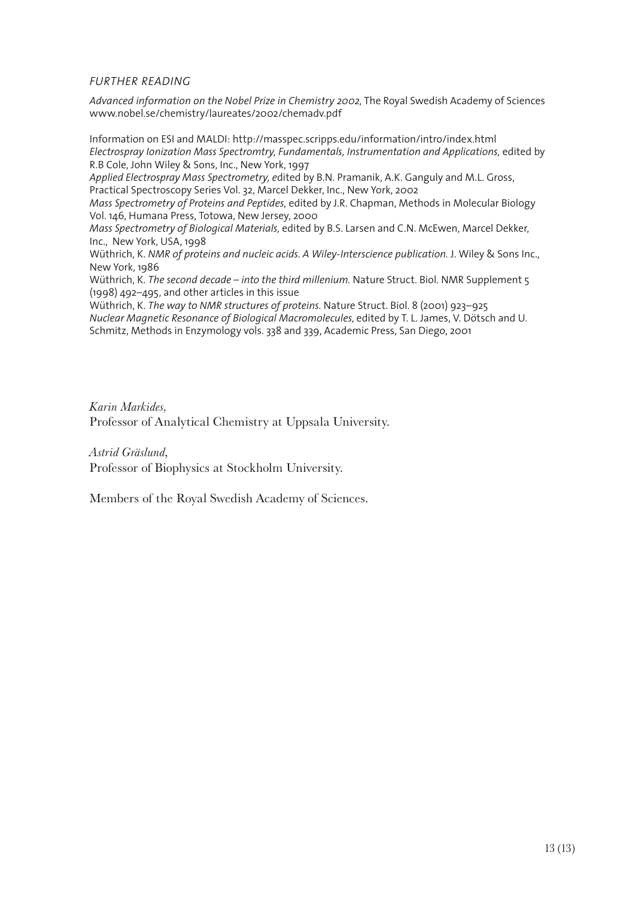## *FURTHER READING*

*Advanced information on the Nobel Prize in Chemistry 2002*, The Royal Swedish Academy of Sciences www.nobel.se/chemistry/laureates/2002/chemadv.pdf

Information on ESI and MALDI: http://masspec.scripps.edu/information/intro/index.html

*Electrospray Ionization Mass Spectromtry, Fundamentals, Instrumentation and Applications,* edited by R.B Cole, John Wiley & Sons, Inc., New York, 1997

*Applied Electrospray Mass Spectrometry,* edited by B.N. Pramanik, A.K. Ganguly and M.L. Gross, Practical Spectroscopy Series Vol. 32, Marcel Dekker, Inc., New York, 2002

*Mass Spectrometry of Proteins and Peptides,* edited by J.R. Chapman, Methods in Molecular Biology Vol. 146, Humana Press, Totowa, New Jersey, 2000

*Mass Spectrometry of Biological Materials,* edited by B.S. Larsen and C.N. McEwen, Marcel Dekker, Inc., New York, USA, 1998

Wüthrich, K. *NMR of proteins and nucleic acids. A Wiley-Interscience publication.* J. Wiley & Sons Inc., New York, 1986

Wüthrich, K. *The second decade – into the third millenium.* Nature Struct. Biol. NMR Supplement 5 (1998) 492–495, and other articles in this issue

Wüthrich, K. *The way to NMR structures of proteins.* Nature Struct. Biol. 8 (2001) 923–925

*Nuclear Magnetic Resonance of Biological Macromolecules*, edited by T. L. James, V. Dötsch and U. Schmitz, Methods in Enzymology vols. 338 and 339, Academic Press, San Diego, 2001

*Karin Markides*,
Professor of Analytical Chemistry at Uppsala University.

*Astrid Gräslund*,
Professor of Biophysics at Stockholm University.

Members of the Royal Swedish Academy of Sciences.